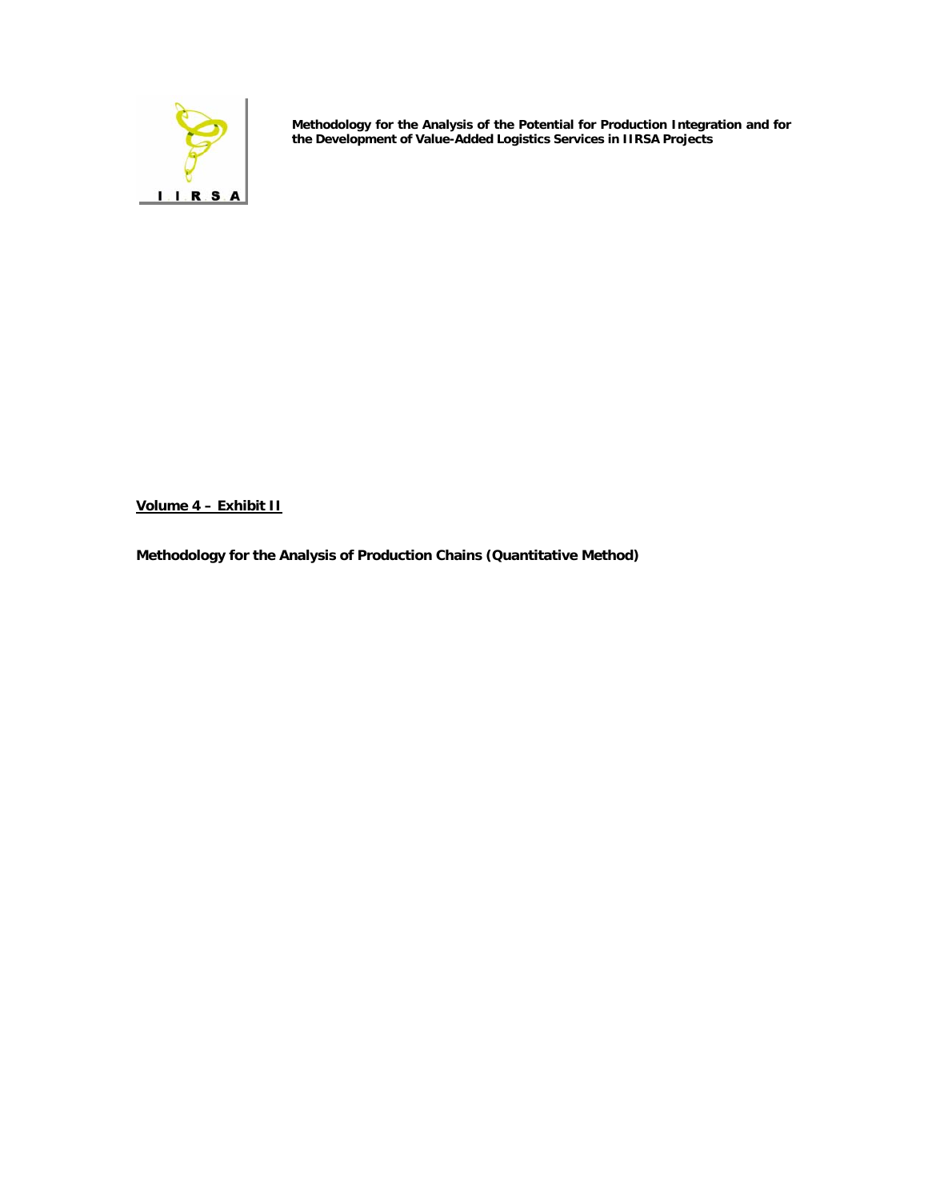**Methodology for the Analysis of the Potential for Production Integration and for the Development of Value-Added Logistics Services in IIRSA Projects**

**Volume 4 – Exhibit II**

**Methodology for the Analysis of Production Chains (Quantitative Method)**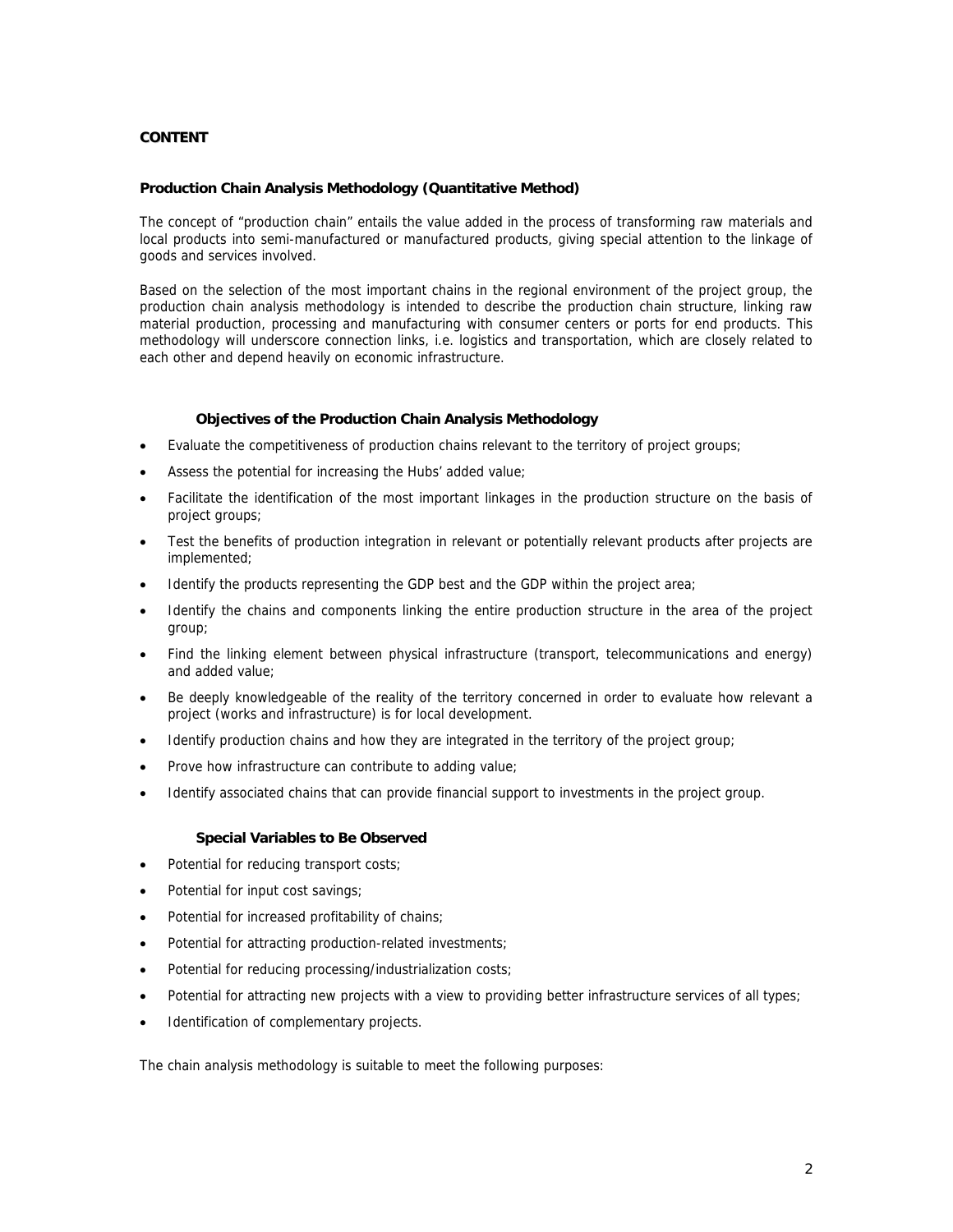**CONTENT**

## Production Chain Analysis Methodology (Quantitative Method)

The concept of "production chain" entails the value added in the process of transforming raw materials and local products into semi-manufactured or manufactured products, giving special attention to the linkage of goods and services involved.

Based on the selection of the most important chains in the regional environment of the project group, the production chain analysis methodology is intended to describe the production chain structure, linking raw material production, processing and manufacturing with consumer centers or ports for end products. This methodology will underscore connection links, i.e. logistics and transportation, which are closely related to each other and depend heavily on economic infrastructure.

### Objectives of the Production Chain Analysis Methodology

- Evaluate the competitiveness of production chains relevant to the territory of project groups;
- Assess the potential for increasing the Hubs' added value;
- Facilitate the identification of the most important linkages in the production structure on the basis of project groups;
- Test the benefits of production integration in relevant or potentially relevant products after projects are implemented;
- Identify the products representing the GDP best and the GDP within the project area;
- Identify the chains and components linking the entire production structure in the area of the project group;
- Find the linking element between physical infrastructure (transport, telecommunications and energy) and added value;
- Be deeply knowledgeable of the reality of the territory concerned in order to evaluate how relevant a project (works and infrastructure) is for local development.
- Identify production chains and how they are integrated in the territory of the project group;
- Prove how infrastructure can contribute to adding value;
- Identify associated chains that can provide financial support to investments in the project group.

### Special Variables to Be Observed

- Potential for reducing transport costs;
- Potential for input cost savings;
- Potential for increased profitability of chains;
- Potential for attracting production-related investments;
- Potential for reducing processing/industrialization costs;
- Potential for attracting new projects with a view to providing better infrastructure services of all types;
- Identification of complementary projects.

The chain analysis methodology is suitable to meet the following purposes: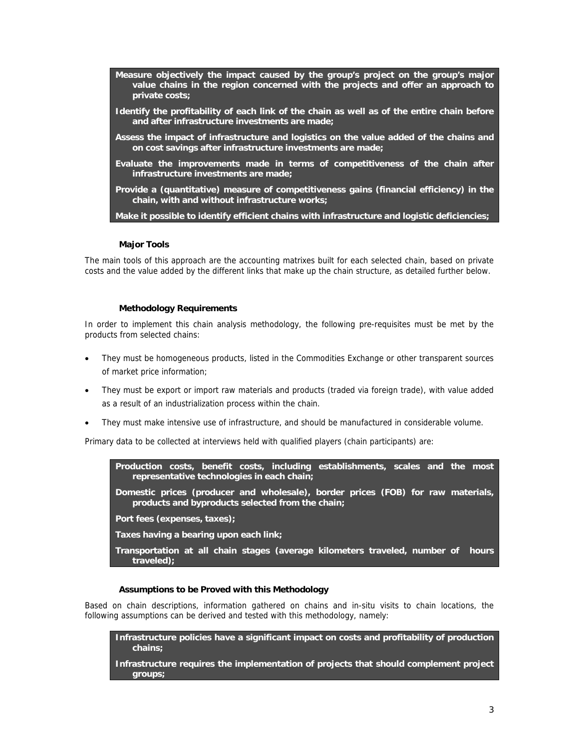**Measure objectively the impact caused by the group's project on the group's major value chains in the region concerned with the projects and offer an approach to private costs;**

**Identify the profitability of each link of the chain as well as of the entire chain before and after infrastructure investments are made;**

**Assess the impact of infrastructure and logistics on the value added of the chains and on cost savings after infrastructure investments are made;**

**Evaluate the improvements made in terms of competitiveness of the chain after infrastructure investments are made;**

**Provide a (quantitative) measure of competitiveness gains (financial efficiency) in the chain, with and without infrastructure works;**

**Make it possible to identify efficient chains with infrastructure and logistic deficiencies;**

### Major Tools

The main tools of this approach are the accounting matrixes built for each selected chain, based on private costs and the value added by the different links that make up the chain structure, as detailed further below.

### Methodology Requirements

In order to implement this chain analysis methodology, the following pre-requisites must be met by the products from selected chains:

- They must be homogeneous products, listed in the Commodities Exchange or other transparent sources of market price information;
- They must be export or import raw materials and products (traded via foreign trade), with value added as a result of an industrialization process within the chain.
- They must make intensive use of infrastructure, and should be manufactured in considerable volume.

Primary data to be collected at interviews held with qualified players (chain participants) are:

**Production costs, benefit costs, including establishments, scales and the most representative technologies in each chain;**

**Domestic prices (producer and wholesale), border prices (FOB) for raw materials, products and byproducts selected from the chain;**

**Port fees (expenses, taxes);**

**Taxes having a bearing upon each link;**

**Transportation at all chain stages (average kilometers traveled, number of hours traveled);**

### Assumptions to be Proved with this Methodology

Based on chain descriptions, information gathered on chains and in-situ visits to chain locations, the following assumptions can be derived and tested with this methodology, namely:

**Infrastructure policies have a significant impact on costs and profitability of production chains;**

**Infrastructure requires the implementation of projects that should complement project groups;**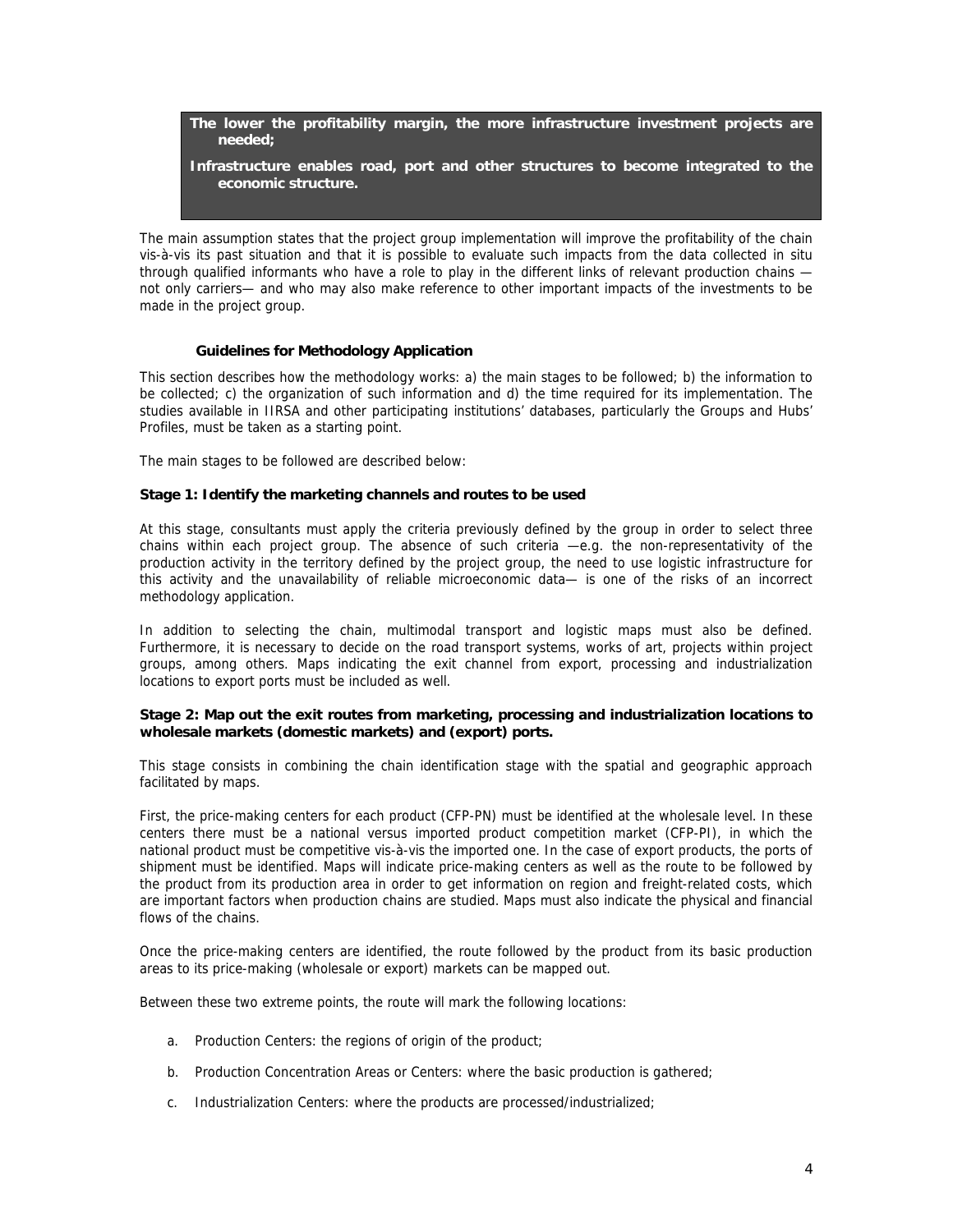> **The lower the profitability margin, the more infrastructure investment projects are needed;**
>
> **Infrastructure enables road, port and other structures to become integrated to the economic structure.**

The main assumption states that the project group implementation will improve the profitability of the chain vis-à-vis its past situation and that it is possible to evaluate such impacts from the data collected in situ through qualified informants who have a role to play in the different links of relevant production chains —not only carriers— and who may also make reference to other important impacts of the investments to be made in the project group.

### Guidelines for Methodology Application

This section describes how the methodology works: a) the main stages to be followed; b) the information to be collected; c) the organization of such information and d) the time required for its implementation. The studies available in IIRSA and other participating institutions' databases, particularly the Groups and Hubs' Profiles, must be taken as a starting point.

The main stages to be followed are described below:

**Stage 1: Identify the marketing channels and routes to be used**

At this stage, consultants must apply the criteria previously defined by the group in order to select three chains within each project group. The absence of such criteria —e.g. the non-representativity of the production activity in the territory defined by the project group, the need to use logistic infrastructure for this activity and the unavailability of reliable microeconomic data— is one of the risks of an incorrect methodology application.

In addition to selecting the chain, multimodal transport and logistic maps must also be defined. Furthermore, it is necessary to decide on the road transport systems, works of art, projects within project groups, among others. Maps indicating the exit channel from export, processing and industrialization locations to export ports must be included as well.

**Stage 2: Map out the exit routes from marketing, processing and industrialization locations to wholesale markets (domestic markets) and (export) ports.**

This stage consists in combining the chain identification stage with the spatial and geographic approach facilitated by maps.

First, the price-making centers for each product (CFP-PN) must be identified at the wholesale level. In these centers there must be a national versus imported product competition market (CFP-PI), in which the national product must be competitive vis-à-vis the imported one. In the case of export products, the ports of shipment must be identified. Maps will indicate price-making centers as well as the route to be followed by the product from its production area in order to get information on region and freight-related costs, which are important factors when production chains are studied. Maps must also indicate the physical and financial flows of the chains.

Once the price-making centers are identified, the route followed by the product from its basic production areas to its price-making (wholesale or export) markets can be mapped out.

Between these two extreme points, the route will mark the following locations:

a. Production Centers: the regions of origin of the product;

b. Production Concentration Areas or Centers: where the basic production is gathered;

c. Industrialization Centers: where the products are processed/industrialized;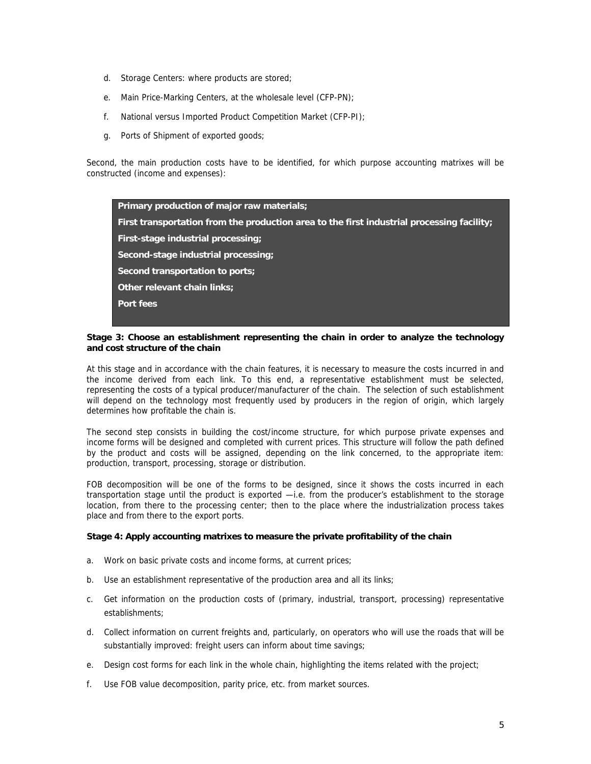d. Storage Centers: where products are stored;

e. Main Price-Marking Centers, at the wholesale level (CFP-PN);

f. National versus Imported Product Competition Market (CFP-PI);

g. Ports of Shipment of exported goods;

Second, the main production costs have to be identified, for which purpose accounting matrixes will be constructed (income and expenses):

**Primary production of major raw materials;**
**First transportation from the production area to the first industrial processing facility;**
**First-stage industrial processing;**
**Second-stage industrial processing;**
**Second transportation to ports;**
**Other relevant chain links;**
**Port fees**

**Stage 3: Choose an establishment representing the chain in order to analyze the technology and cost structure of the chain**

At this stage and in accordance with the chain features, it is necessary to measure the costs incurred in and the income derived from each link. To this end, a representative establishment must be selected, representing the costs of a typical producer/manufacturer of the chain. The selection of such establishment will depend on the technology most frequently used by producers in the region of origin, which largely determines how profitable the chain is.

The second step consists in building the cost/income structure, for which purpose private expenses and income forms will be designed and completed with current prices. This structure will follow the path defined by the product and costs will be assigned, depending on the link concerned, to the appropriate item: production, transport, processing, storage or distribution.

FOB decomposition will be one of the forms to be designed, since it shows the costs incurred in each transportation stage until the product is exported —i.e. from the producer's establishment to the storage location, from there to the processing center; then to the place where the industrialization process takes place and from there to the export ports.

**Stage 4: Apply accounting matrixes to measure the private profitability of the chain**

a. Work on basic private costs and income forms, at current prices;

b. Use an establishment representative of the production area and all its links;

c. Get information on the production costs of (primary, industrial, transport, processing) representative establishments;

d. Collect information on current freights and, particularly, on operators who will use the roads that will be substantially improved: freight users can inform about time savings;

e. Design cost forms for each link in the whole chain, highlighting the items related with the project;

f. Use FOB value decomposition, parity price, etc. from market sources.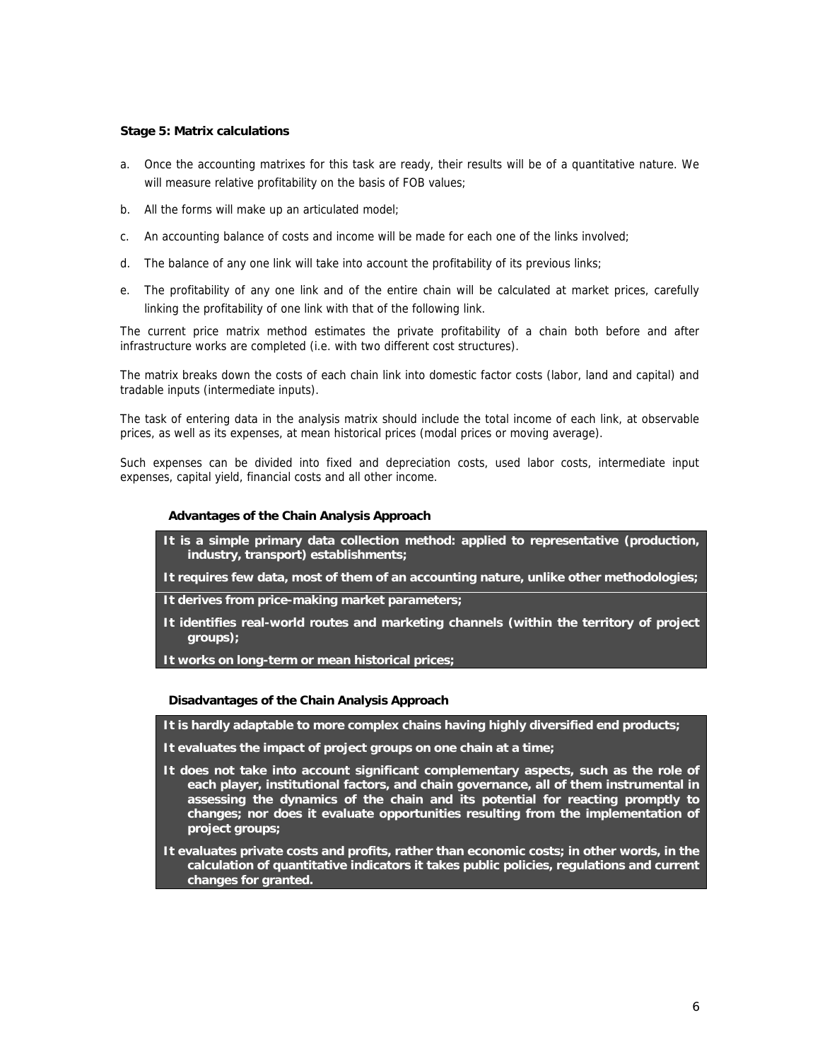**Stage 5: Matrix calculations**

a. Once the accounting matrixes for this task are ready, their results will be of a quantitative nature. We will measure relative profitability on the basis of FOB values;

b. All the forms will make up an articulated model;

c. An accounting balance of costs and income will be made for each one of the links involved;

d. The balance of any one link will take into account the profitability of its previous links;

e. The profitability of any one link and of the entire chain will be calculated at market prices, carefully linking the profitability of one link with that of the following link.

The current price matrix method estimates the private profitability of a chain both before and after infrastructure works are completed (i.e. with two different cost structures).

The matrix breaks down the costs of each chain link into domestic factor costs (labor, land and capital) and tradable inputs (intermediate inputs).

The task of entering data in the analysis matrix should include the total income of each link, at observable prices, as well as its expenses, at mean historical prices (modal prices or moving average).

Such expenses can be divided into fixed and depreciation costs, used labor costs, intermediate input expenses, capital yield, financial costs and all other income.

**Advantages of the Chain Analysis Approach**

- **It is a simple primary data collection method: applied to representative (production, industry, transport) establishments;**
- **It requires few data, most of them of an accounting nature, unlike other methodologies;**
- **It derives from price-making market parameters;**
- **It identifies real-world routes and marketing channels (within the territory of project groups);**
- **It works on long-term or mean historical prices;**

**Disadvantages of the Chain Analysis Approach**

- **It is hardly adaptable to more complex chains having highly diversified end products;**
- **It evaluates the impact of project groups on one chain at a time;**
- **It does not take into account significant complementary aspects, such as the role of each player, institutional factors, and chain governance, all of them instrumental in assessing the dynamics of the chain and its potential for reacting promptly to changes; nor does it evaluate opportunities resulting from the implementation of project groups;**
- **It evaluates private costs and profits, rather than economic costs; in other words, in the calculation of quantitative indicators it takes public policies, regulations and current changes for granted.**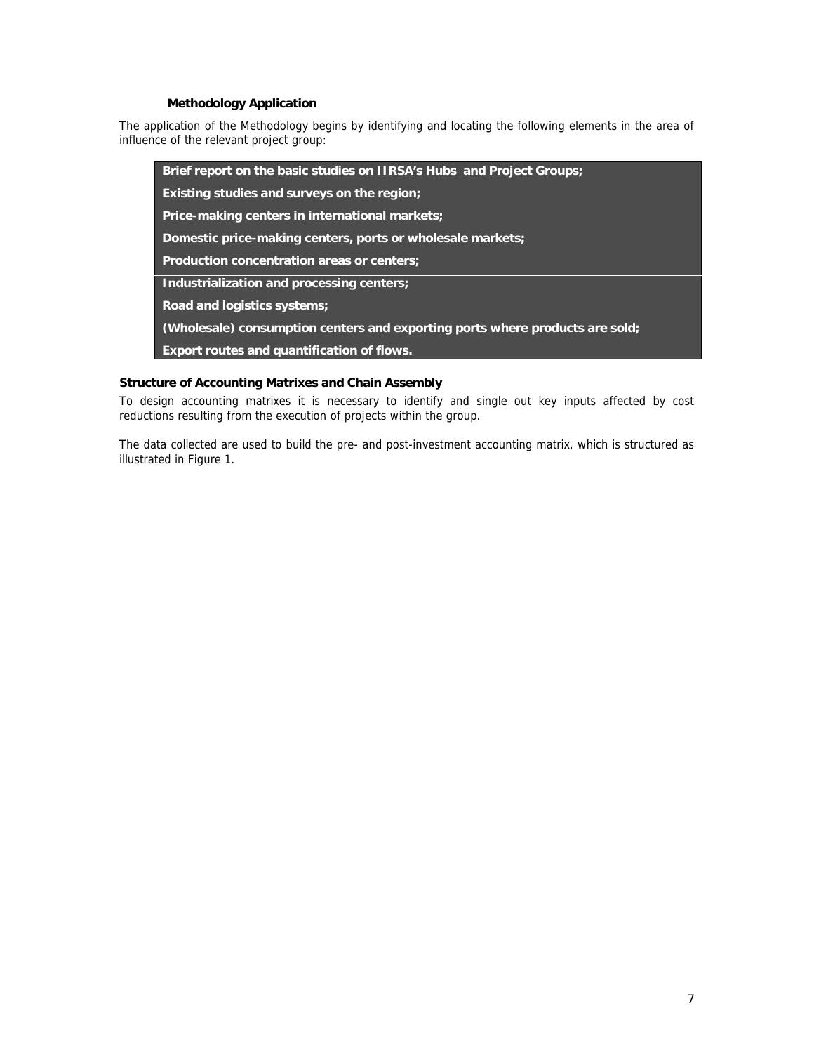### Methodology Application

The application of the Methodology begins by identifying and locating the following elements in the area of influence of the relevant project group:

- **Brief report on the basic studies on IIRSA's Hubs and Project Groups;**
- **Existing studies and surveys on the region;**
- **Price-making centers in international markets;**
- **Domestic price-making centers, ports or wholesale markets;**
- **Production concentration areas or centers;**
- **Industrialization and processing centers;**
- **Road and logistics systems;**
- **(Wholesale) consumption centers and exporting ports where products are sold;**
- **Export routes and quantification of flows.**

### Structure of Accounting Matrixes and Chain Assembly

To design accounting matrixes it is necessary to identify and single out key inputs affected by cost reductions resulting from the execution of projects within the group.

The data collected are used to build the pre- and post-investment accounting matrix, which is structured as illustrated in Figure 1.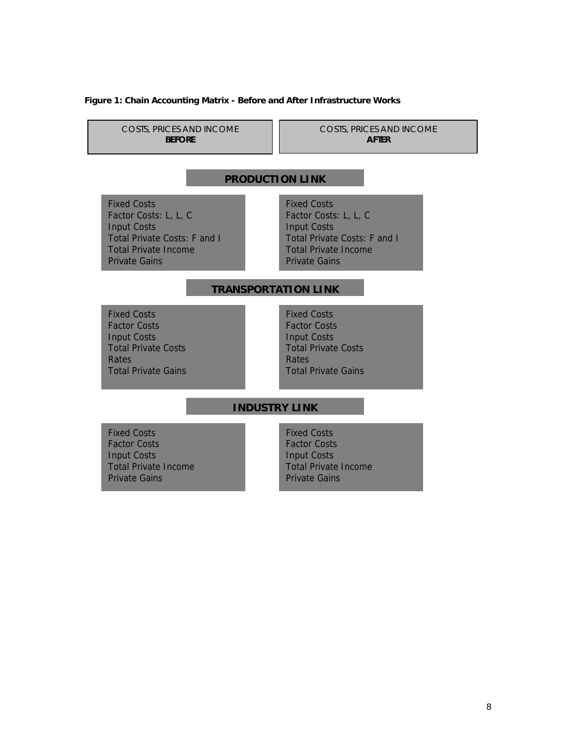**Figure 1: Chain Accounting Matrix - Before and After Infrastructure Works**

| COSTS, PRICES AND INCOME **BEFORE** | COSTS, PRICES AND INCOME **AFTER** |
| --- | --- |
| **PRODUCTION LINK** | |
| Fixed Costs | Fixed Costs |
| Factor Costs: L, L, C | Factor Costs: L, L, C |
| Input Costs | Input Costs |
| Total Private Costs: F and I | Total Private Costs: F and I |
| Total Private Income | Total Private Income |
| Private Gains | Private Gains |
| **TRANSPORTATION LINK** | |
| Fixed Costs | Fixed Costs |
| Factor Costs | Factor Costs |
| Input Costs | Input Costs |
| Total Private Costs | Total Private Costs |
| Rates | Rates |
| Total Private Gains | Total Private Gains |
| **INDUSTRY LINK** | |
| Fixed Costs | Fixed Costs |
| Factor Costs | Factor Costs |
| Input Costs | Input Costs |
| Total Private Income | Total Private Income |
| Private Gains | Private Gains |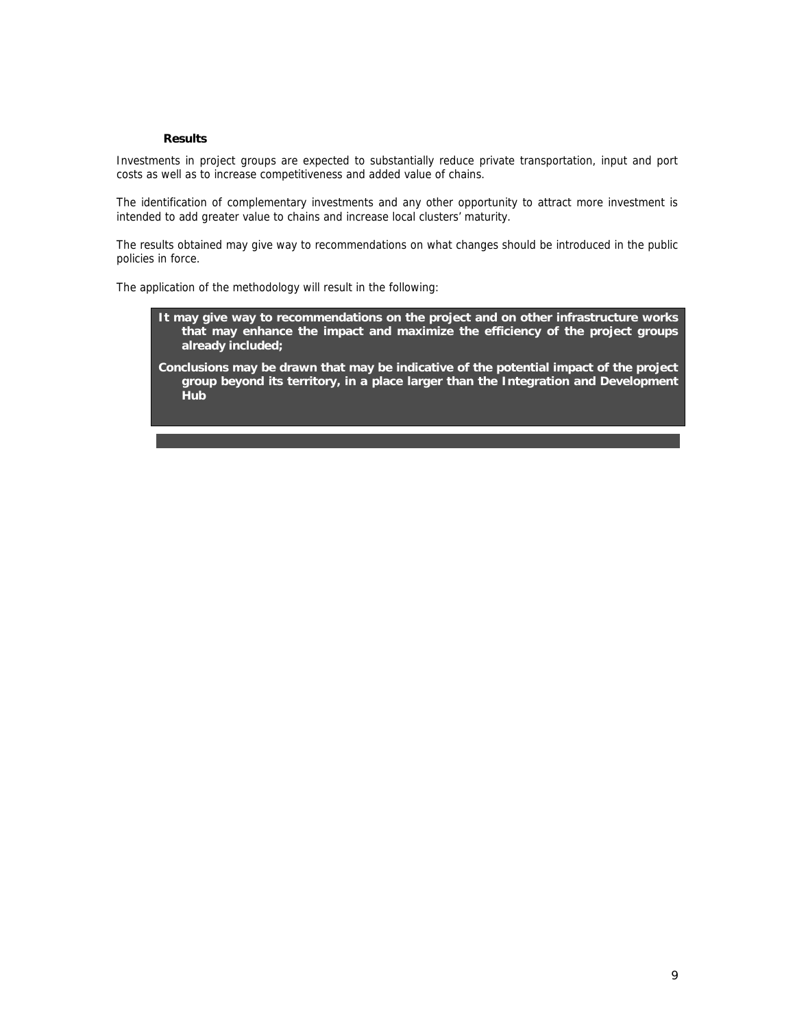**Results**

Investments in project groups are expected to substantially reduce private transportation, input and port costs as well as to increase competitiveness and added value of chains.

The identification of complementary investments and any other opportunity to attract more investment is intended to add greater value to chains and increase local clusters' maturity.

The results obtained may give way to recommendations on what changes should be introduced in the public policies in force.

The application of the methodology will result in the following:

- **It may give way to recommendations on the project and on other infrastructure works that may enhance the impact and maximize the efficiency of the project groups already included;**
- **Conclusions may be drawn that may be indicative of the potential impact of the project group beyond its territory, in a place larger than the Integration and Development Hub**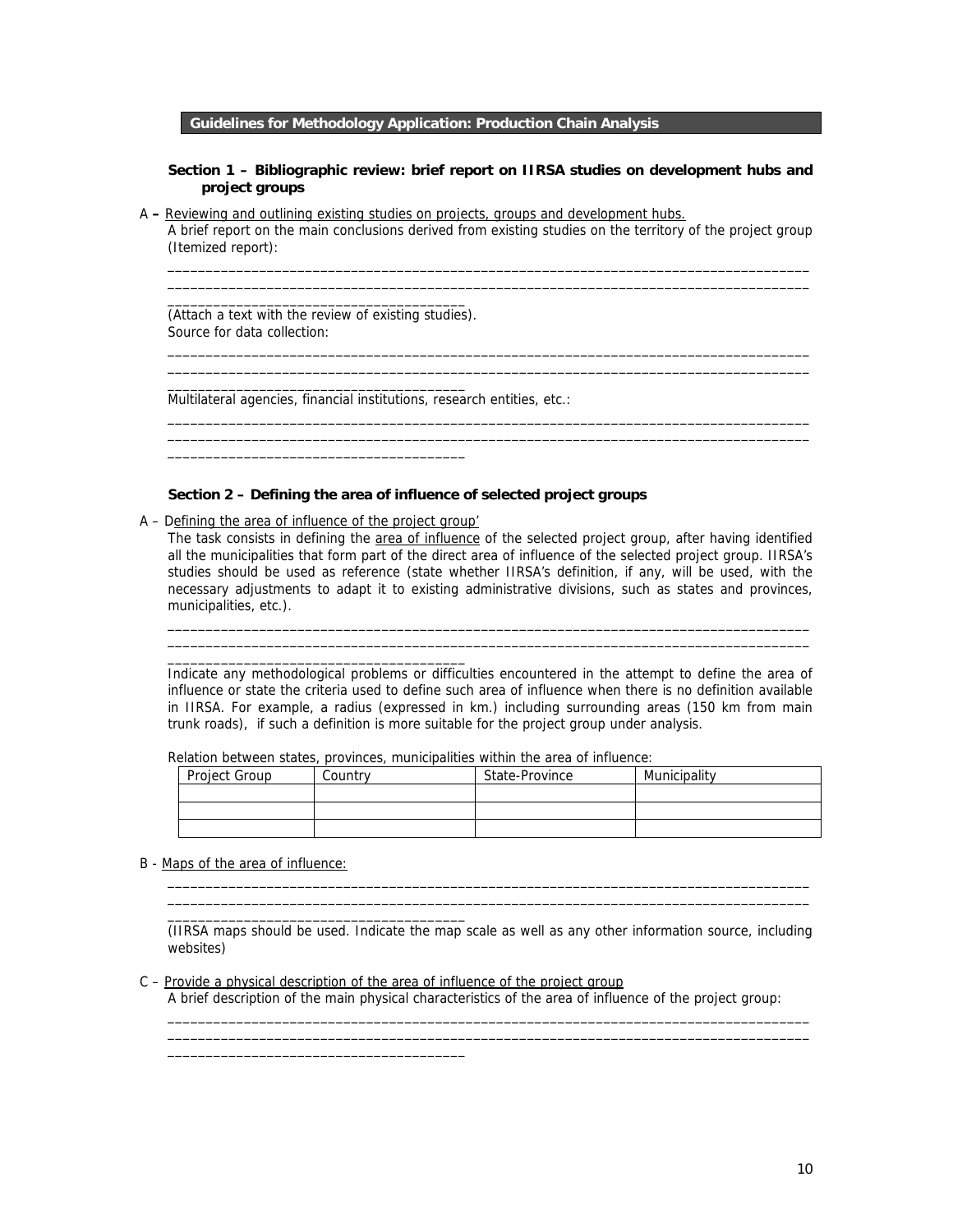**Guidelines for Methodology Application: Production Chain Analysis**

**Section 1 – Bibliographic review: brief report on IIRSA studies on development hubs and project groups**

A – Reviewing and outlining existing studies on projects, groups and development hubs.

A brief report on the main conclusions derived from existing studies on the territory of the project group (Itemized report):

________________________________________________________________________________________
________________________________________________________________________________________
________________________________________

(Attach a text with the review of existing studies).

Source for data collection:

________________________________________________________________________________________
________________________________________________________________________________________
________________________________________

Multilateral agencies, financial institutions, research entities, etc.:

________________________________________________________________________________________
________________________________________________________________________________________
________________________________________

**Section 2 – Defining the area of influence of selected project groups**

A – Defining the area of influence of the project group'

The task consists in defining the area of influence of the selected project group, after having identified all the municipalities that form part of the direct area of influence of the selected project group. IIRSA's studies should be used as reference (state whether IIRSA's definition, if any, will be used, with the necessary adjustments to adapt it to existing administrative divisions, such as states and provinces, municipalities, etc.).

________________________________________________________________________________________
________________________________________________________________________________________
________________________________________

Indicate any methodological problems or difficulties encountered in the attempt to define the area of influence or state the criteria used to define such area of influence when there is no definition available in IIRSA. For example, a radius (expressed in km.) including surrounding areas (150 km from main trunk roads), if such a definition is more suitable for the project group under analysis.

Relation between states, provinces, municipalities within the area of influence:

| Project Group | Country | State-Province | Municipality |
|---|---|---|---|
| | | | |
| | | | |
| | | | |

B - Maps of the area of influence:

________________________________________________________________________________________
________________________________________________________________________________________
________________________________________

(IIRSA maps should be used. Indicate the map scale as well as any other information source, including websites)

C – Provide a physical description of the area of influence of the project group

A brief description of the main physical characteristics of the area of influence of the project group:

________________________________________________________________________________________
________________________________________________________________________________________
________________________________________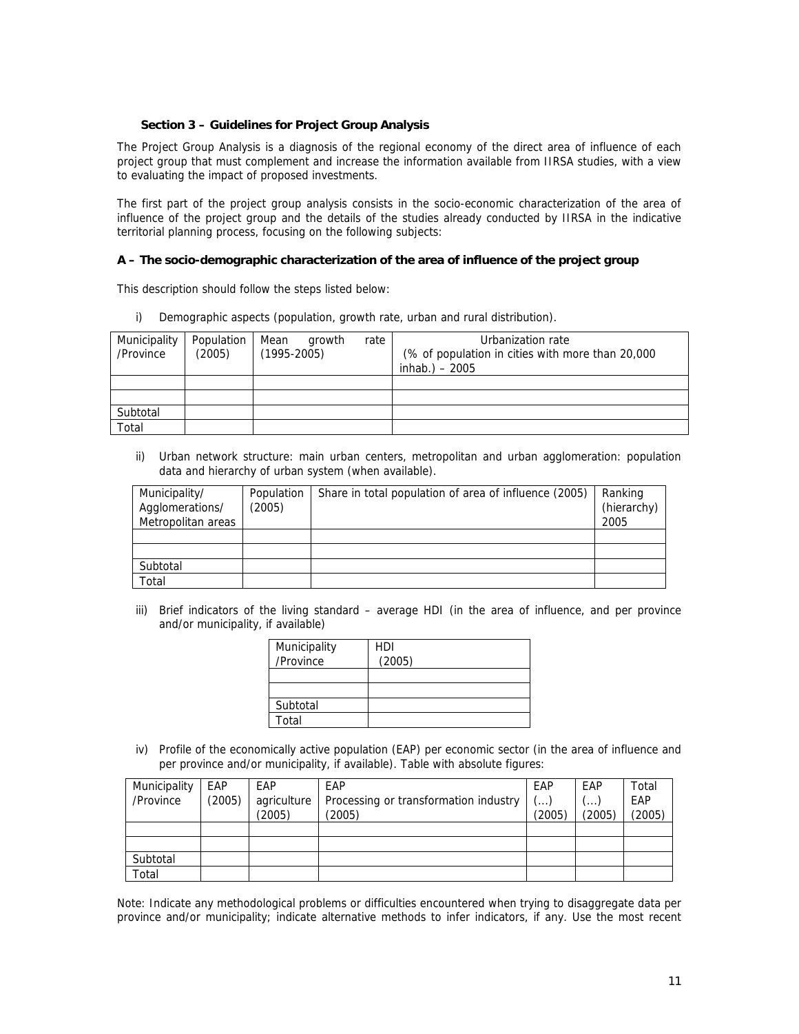### Section 3 – Guidelines for Project Group Analysis

The Project Group Analysis is a diagnosis of the regional economy of the direct area of influence of each project group that must complement and increase the information available from IIRSA studies, with a view to evaluating the impact of proposed investments.

The first part of the project group analysis consists in the socio-economic characterization of the area of influence of the project group and the details of the studies already conducted by IIRSA in the indicative territorial planning process, focusing on the following subjects:

**A – The socio-demographic characterization of the area of influence of the project group**

This description should follow the steps listed below:

i) Demographic aspects (population, growth rate, urban and rural distribution).

| Municipality /Province | Population (2005) | Mean growth rate (1995-2005) | Urbanization rate (% of population in cities with more than 20,000 inhab.) – 2005 |
|---|---|---|---|
| | | | |
| | | | |
| Subtotal | | | |
| Total | | | |

ii) Urban network structure: main urban centers, metropolitan and urban agglomeration: population data and hierarchy of urban system (when available).

| Municipality/ Agglomerations/ Metropolitan areas | Population (2005) | Share in total population of area of influence (2005) | Ranking (hierarchy) 2005 |
|---|---|---|---|
| | | | |
| | | | |
| Subtotal | | | |
| Total | | | |

iii) Brief indicators of the living standard – average HDI (in the area of influence, and per province and/or municipality, if available)

| Municipality /Province | HDI (2005) |
|---|---|
| | |
| | |
| Subtotal | |
| Total | |

iv) Profile of the economically active population (EAP) per economic sector (in the area of influence and per province and/or municipality, if available). Table with absolute figures:

| Municipality /Province | EAP (2005) | EAP agriculture (2005) | EAP Processing or transformation industry (2005) | EAP (...) (2005) | EAP (...) (2005) | Total EAP (2005) |
|---|---|---|---|---|---|---|
| | | | | | | |
| | | | | | | |
| Subtotal | | | | | | |
| Total | | | | | | |

Note: Indicate any methodological problems or difficulties encountered when trying to disaggregate data per province and/or municipality; indicate alternative methods to infer indicators, if any. Use the most recent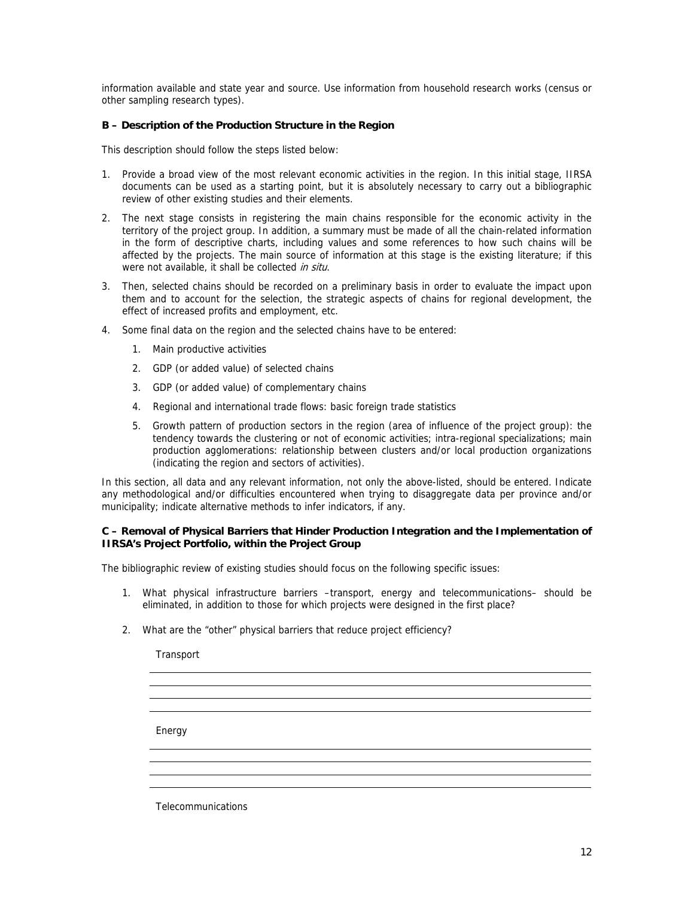information available and state year and source. Use information from household research works (census or other sampling research types).

**B – Description of the Production Structure in the Region**

This description should follow the steps listed below:

1. Provide a broad view of the most relevant economic activities in the region. In this initial stage, IIRSA documents can be used as a starting point, but it is absolutely necessary to carry out a bibliographic review of other existing studies and their elements.
2. The next stage consists in registering the main chains responsible for the economic activity in the territory of the project group. In addition, a summary must be made of all the chain-related information in the form of descriptive charts, including values and some references to how such chains will be affected by the projects. The main source of information at this stage is the existing literature; if this were not available, it shall be collected *in situ*.
3. Then, selected chains should be recorded on a preliminary basis in order to evaluate the impact upon them and to account for the selection, the strategic aspects of chains for regional development, the effect of increased profits and employment, etc.
4. Some final data on the region and the selected chains have to be entered:
   1. Main productive activities
   2. GDP (or added value) of selected chains
   3. GDP (or added value) of complementary chains
   4. Regional and international trade flows: basic foreign trade statistics
   5. Growth pattern of production sectors in the region (area of influence of the project group): the tendency towards the clustering or not of economic activities; intra-regional specializations; main production agglomerations: relationship between clusters and/or local production organizations (indicating the region and sectors of activities).

In this section, all data and any relevant information, not only the above-listed, should be entered. Indicate any methodological and/or difficulties encountered when trying to disaggregate data per province and/or municipality; indicate alternative methods to infer indicators, if any.

**C – Removal of Physical Barriers that Hinder Production Integration and the Implementation of IIRSA's Project Portfolio, within the Project Group**

The bibliographic review of existing studies should focus on the following specific issues:

1. What physical infrastructure barriers –transport, energy and telecommunications– should be eliminated, in addition to those for which projects were designed in the first place?
2. What are the "other" physical barriers that reduce project efficiency?

   Transport

   ______________________________

   ______________________________

   ______________________________

   ______________________________

   Energy

   ______________________________

   ______________________________

   ______________________________

   ______________________________

   Telecommunications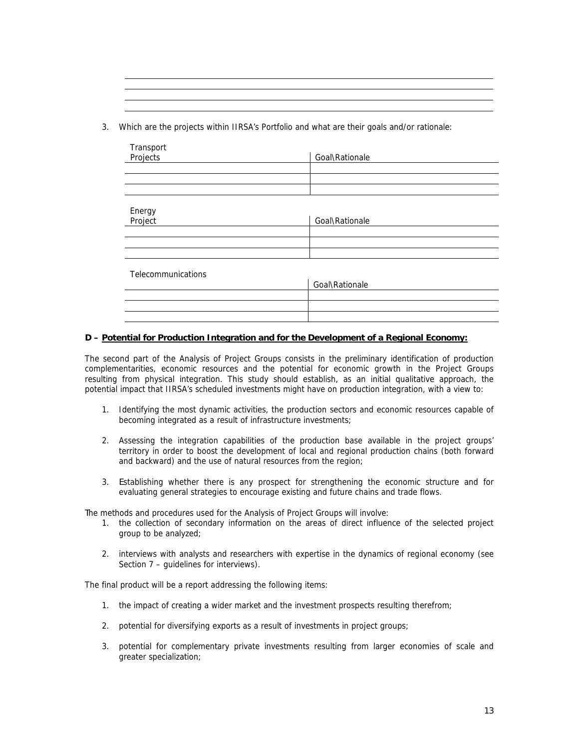3. Which are the projects within IIRSA's Portfolio and what are their goals and/or rationale:

| Transport Projects | Goal\Rationale |
|---|---|
| | |
| | |
| | |

| Energy Project | Goal\Rationale |
|---|---|
| | |
| | |
| | |

| Telecommunications | Goal\Rationale |
|---|---|
| | |
| | |
| | |

**D – <u>Potential for Production Integration and for the Development of a Regional Economy:</u>**

The second part of the Analysis of Project Groups consists in the preliminary identification of production complementarities, economic resources and the potential for economic growth in the Project Groups resulting from physical integration. This study should establish, as an initial qualitative approach, the potential impact that IIRSA's scheduled investments might have on production integration, with a view to:

1. Identifying the most dynamic activities, the production sectors and economic resources capable of becoming integrated as a result of infrastructure investments;

2. Assessing the integration capabilities of the production base available in the project groups' territory in order to boost the development of local and regional production chains (both forward and backward) and the use of natural resources from the region;

3. Establishing whether there is any prospect for strengthening the economic structure and for evaluating general strategies to encourage existing and future chains and trade flows.

The methods and procedures used for the Analysis of Project Groups will involve:

1. the collection of secondary information on the areas of direct influence of the selected project group to be analyzed;

2. interviews with analysts and researchers with expertise in the dynamics of regional economy (see Section 7 – guidelines for interviews).

The final product will be a report addressing the following items:

1. the impact of creating a wider market and the investment prospects resulting therefrom;

2. potential for diversifying exports as a result of investments in project groups;

3. potential for complementary private investments resulting from larger economies of scale and greater specialization;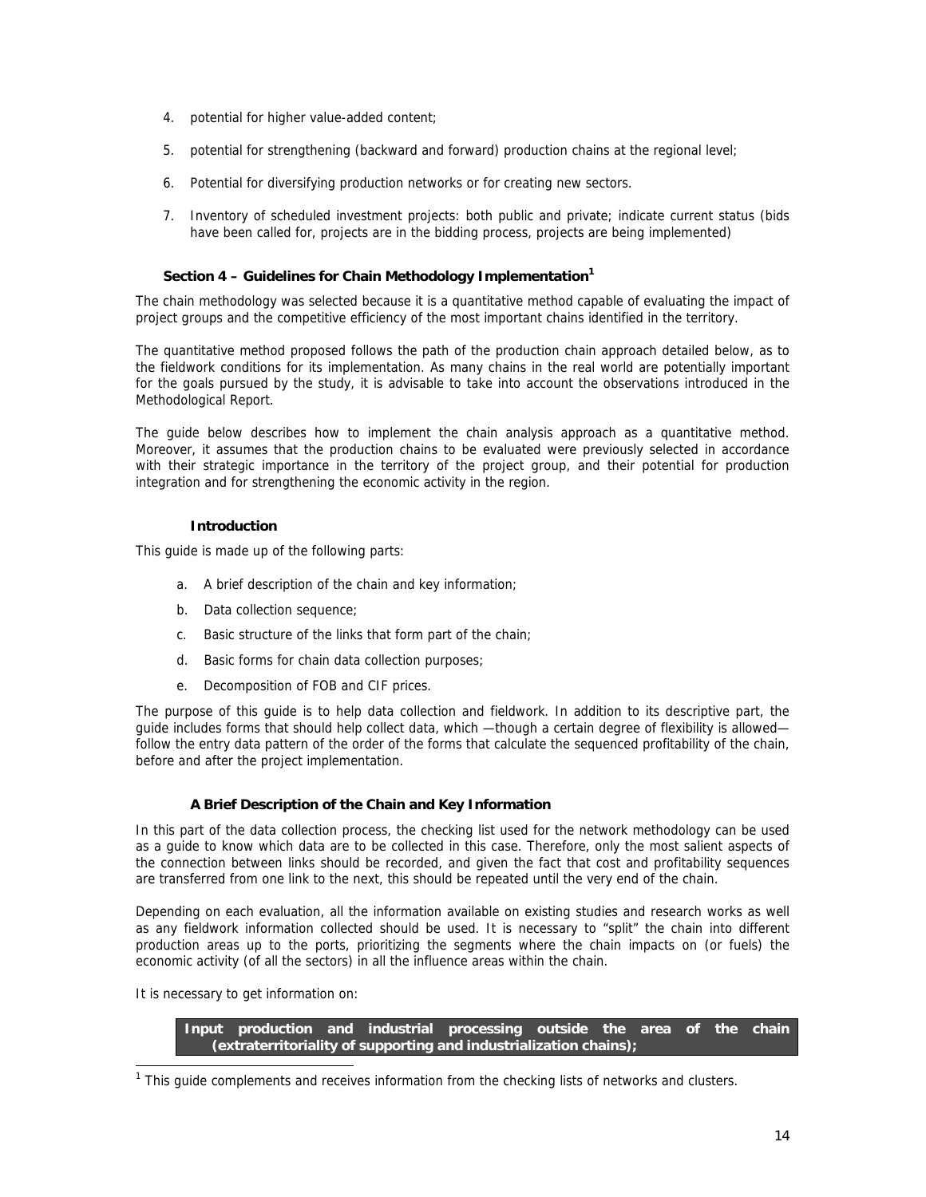4. potential for higher value-added content;

5. potential for strengthening (backward and forward) production chains at the regional level;

6. Potential for diversifying production networks or for creating new sectors.

7. Inventory of scheduled investment projects: both public and private; indicate current status (bids have been called for, projects are in the bidding process, projects are being implemented)

## Section 4 – Guidelines for Chain Methodology Implementation[1]

The chain methodology was selected because it is a quantitative method capable of evaluating the impact of project groups and the competitive efficiency of the most important chains identified in the territory.

The quantitative method proposed follows the path of the production chain approach detailed below, as to the fieldwork conditions for its implementation. As many chains in the real world are potentially important for the goals pursued by the study, it is advisable to take into account the observations introduced in the Methodological Report.

The guide below describes how to implement the chain analysis approach as a quantitative method. Moreover, it assumes that the production chains to be evaluated were previously selected in accordance with their strategic importance in the territory of the project group, and their potential for production integration and for strengthening the economic activity in the region.

### Introduction

This guide is made up of the following parts:

a. A brief description of the chain and key information;

b. Data collection sequence;

c. Basic structure of the links that form part of the chain;

d. Basic forms for chain data collection purposes;

e. Decomposition of FOB and CIF prices.

The purpose of this guide is to help data collection and fieldwork. In addition to its descriptive part, the guide includes forms that should help collect data, which —though a certain degree of flexibility is allowed— follow the entry data pattern of the order of the forms that calculate the sequenced profitability of the chain, before and after the project implementation.

### A Brief Description of the Chain and Key Information

In this part of the data collection process, the checking list used for the network methodology can be used as a guide to know which data are to be collected in this case. Therefore, only the most salient aspects of the connection between links should be recorded, and given the fact that cost and profitability sequences are transferred from one link to the next, this should be repeated until the very end of the chain.

Depending on each evaluation, all the information available on existing studies and research works as well as any fieldwork information collected should be used. It is necessary to "split" the chain into different production areas up to the ports, prioritizing the segments where the chain impacts on (or fuels) the economic activity (of all the sectors) in all the influence areas within the chain.

It is necessary to get information on:

**Input production and industrial processing outside the area of the chain (extraterritoriality of supporting and industrialization chains);**

---

[1] This guide complements and receives information from the checking lists of networks and clusters.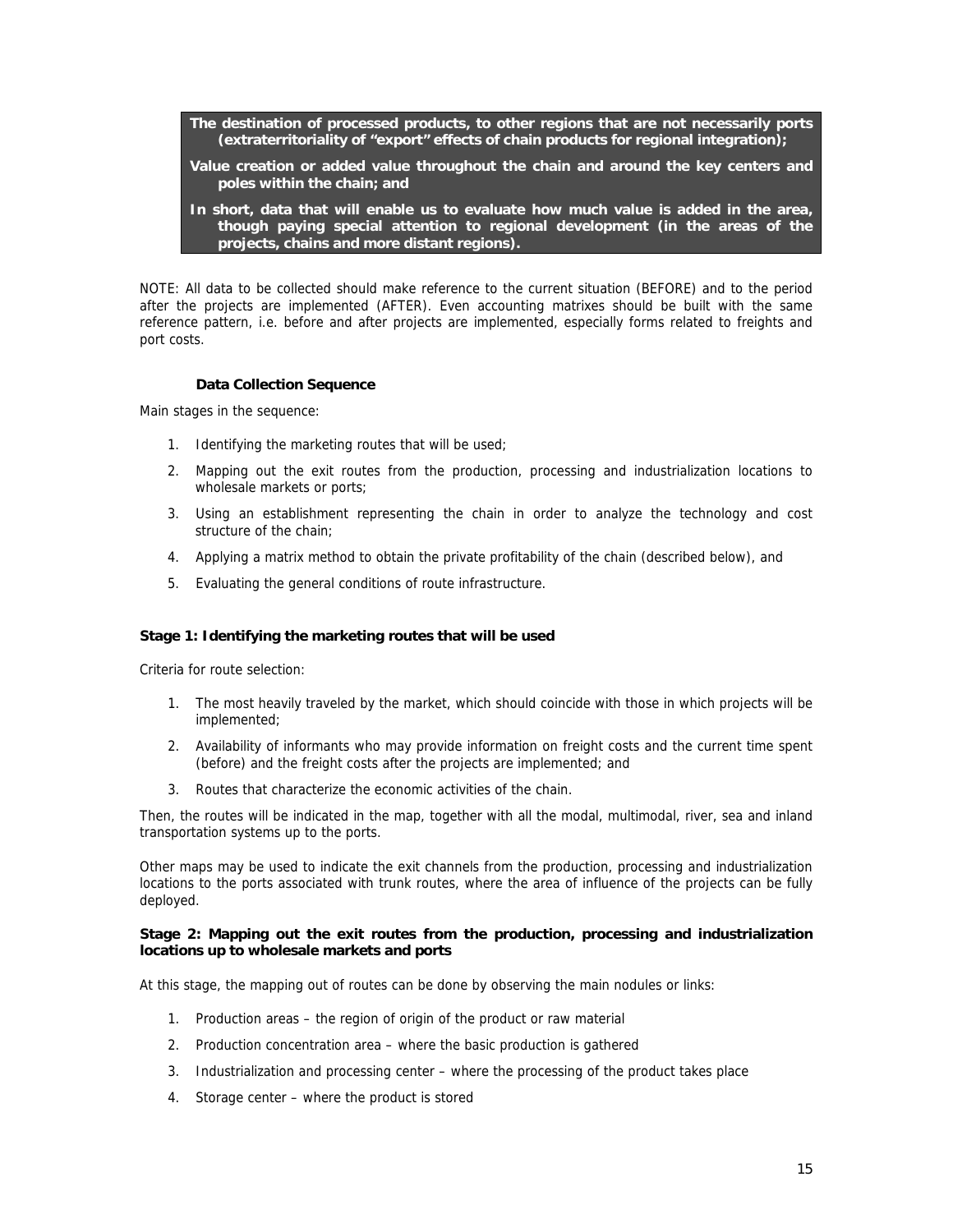**The destination of processed products, to other regions that are not necessarily ports (extraterritoriality of "export" effects of chain products for regional integration);**

**Value creation or added value throughout the chain and around the key centers and poles within the chain; and**

**In short, data that will enable us to evaluate how much value is added in the area, though paying special attention to regional development (in the areas of the projects, chains and more distant regions).**

NOTE: All data to be collected should make reference to the current situation (BEFORE) and to the period after the projects are implemented (AFTER). Even accounting matrixes should be built with the same reference pattern, i.e. before and after projects are implemented, especially forms related to freights and port costs.

### Data Collection Sequence

Main stages in the sequence:

1. Identifying the marketing routes that will be used;
2. Mapping out the exit routes from the production, processing and industrialization locations to wholesale markets or ports;
3. Using an establishment representing the chain in order to analyze the technology and cost structure of the chain;
4. Applying a matrix method to obtain the private profitability of the chain (described below), and
5. Evaluating the general conditions of route infrastructure.

**Stage 1: Identifying the marketing routes that will be used**

Criteria for route selection:

1. The most heavily traveled by the market, which should coincide with those in which projects will be implemented;
2. Availability of informants who may provide information on freight costs and the current time spent (before) and the freight costs after the projects are implemented; and
3. Routes that characterize the economic activities of the chain.

Then, the routes will be indicated in the map, together with all the modal, multimodal, river, sea and inland transportation systems up to the ports.

Other maps may be used to indicate the exit channels from the production, processing and industrialization locations to the ports associated with trunk routes, where the area of influence of the projects can be fully deployed.

**Stage 2: Mapping out the exit routes from the production, processing and industrialization locations up to wholesale markets and ports**

At this stage, the mapping out of routes can be done by observing the main nodules or links:

1. Production areas – the region of origin of the product or raw material
2. Production concentration area – where the basic production is gathered
3. Industrialization and processing center – where the processing of the product takes place
4. Storage center – where the product is stored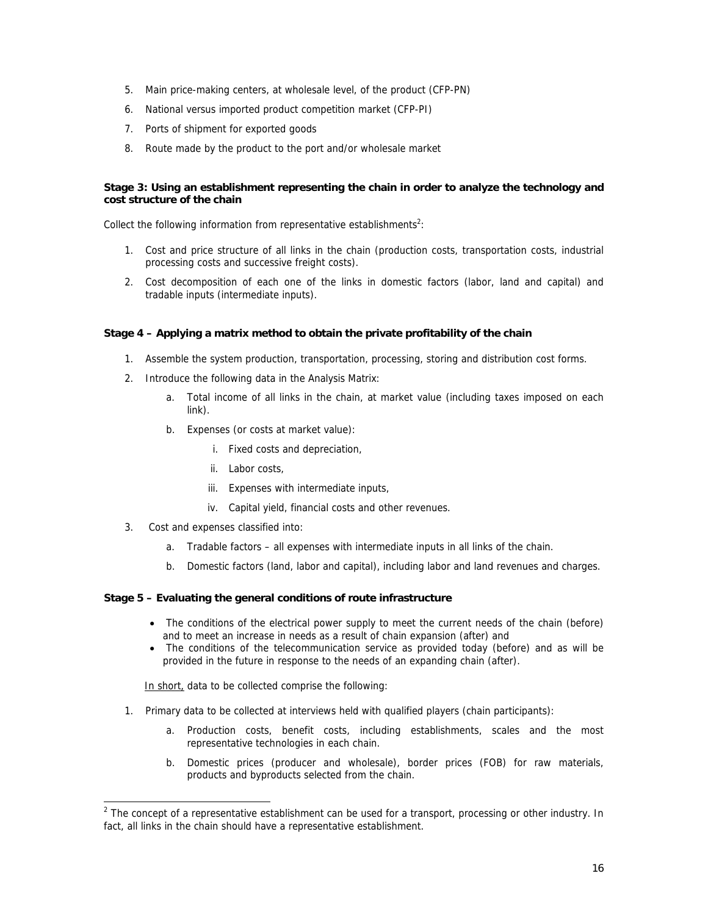5. Main price-making centers, at wholesale level, of the product (CFP-PN)
6. National versus imported product competition market (CFP-PI)
7. Ports of shipment for exported goods
8. Route made by the product to the port and/or wholesale market

**Stage 3: Using an establishment representing the chain in order to analyze the technology and cost structure of the chain**

Collect the following information from representative establishments[2]:

1. Cost and price structure of all links in the chain (production costs, transportation costs, industrial processing costs and successive freight costs).
2. Cost decomposition of each one of the links in domestic factors (labor, land and capital) and tradable inputs (intermediate inputs).

**Stage 4 – Applying a matrix method to obtain the private profitability of the chain**

1. Assemble the system production, transportation, processing, storing and distribution cost forms.
2. Introduce the following data in the Analysis Matrix:
   a. Total income of all links in the chain, at market value (including taxes imposed on each link).
   b. Expenses (or costs at market value):
      i. Fixed costs and depreciation,
      ii. Labor costs,
      iii. Expenses with intermediate inputs,
      iv. Capital yield, financial costs and other revenues.
3. Cost and expenses classified into:
   a. Tradable factors – all expenses with intermediate inputs in all links of the chain.
   b. Domestic factors (land, labor and capital), including labor and land revenues and charges.

**Stage 5 – Evaluating the general conditions of route infrastructure**

- The conditions of the electrical power supply to meet the current needs of the chain (before) and to meet an increase in needs as a result of chain expansion (after) and
- The conditions of the telecommunication service as provided today (before) and as will be provided in the future in response to the needs of an expanding chain (after).

In short, data to be collected comprise the following:

1. Primary data to be collected at interviews held with qualified players (chain participants):
   a. Production costs, benefit costs, including establishments, scales and the most representative technologies in each chain.
   b. Domestic prices (producer and wholesale), border prices (FOB) for raw materials, products and byproducts selected from the chain.

[2] The concept of a representative establishment can be used for a transport, processing or other industry. In fact, all links in the chain should have a representative establishment.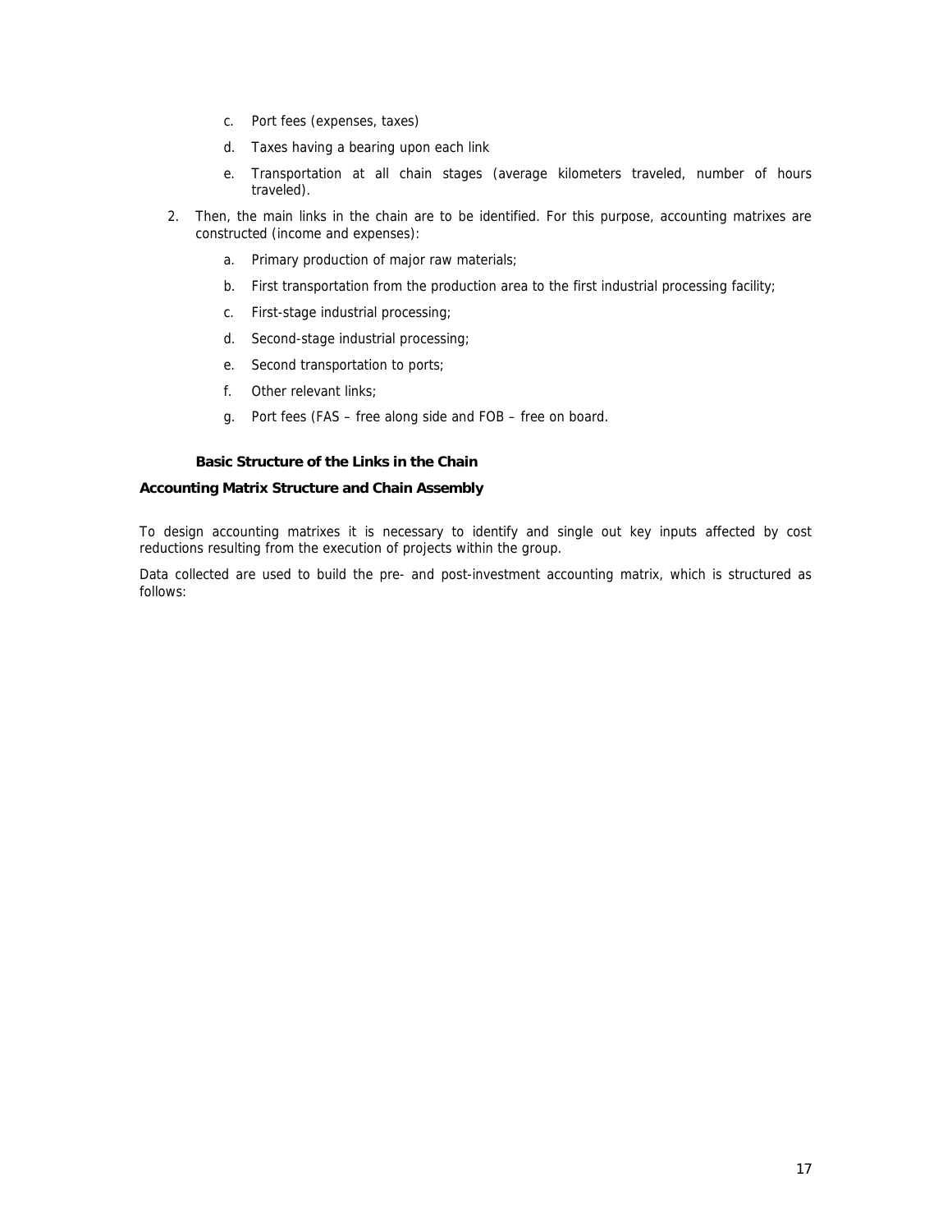c. Port fees (expenses, taxes)

d. Taxes having a bearing upon each link

e. Transportation at all chain stages (average kilometers traveled, number of hours traveled).

2. Then, the main links in the chain are to be identified. For this purpose, accounting matrixes are constructed (income and expenses):

    a. Primary production of major raw materials;

    b. First transportation from the production area to the first industrial processing facility;

    c. First-stage industrial processing;

    d. Second-stage industrial processing;

    e. Second transportation to ports;

    f. Other relevant links;

    g. Port fees (FAS – free along side and FOB – free on board.

**Basic Structure of the Links in the Chain**

**Accounting Matrix Structure and Chain Assembly**

To design accounting matrixes it is necessary to identify and single out key inputs affected by cost reductions resulting from the execution of projects within the group.

Data collected are used to build the pre- and post-investment accounting matrix, which is structured as follows: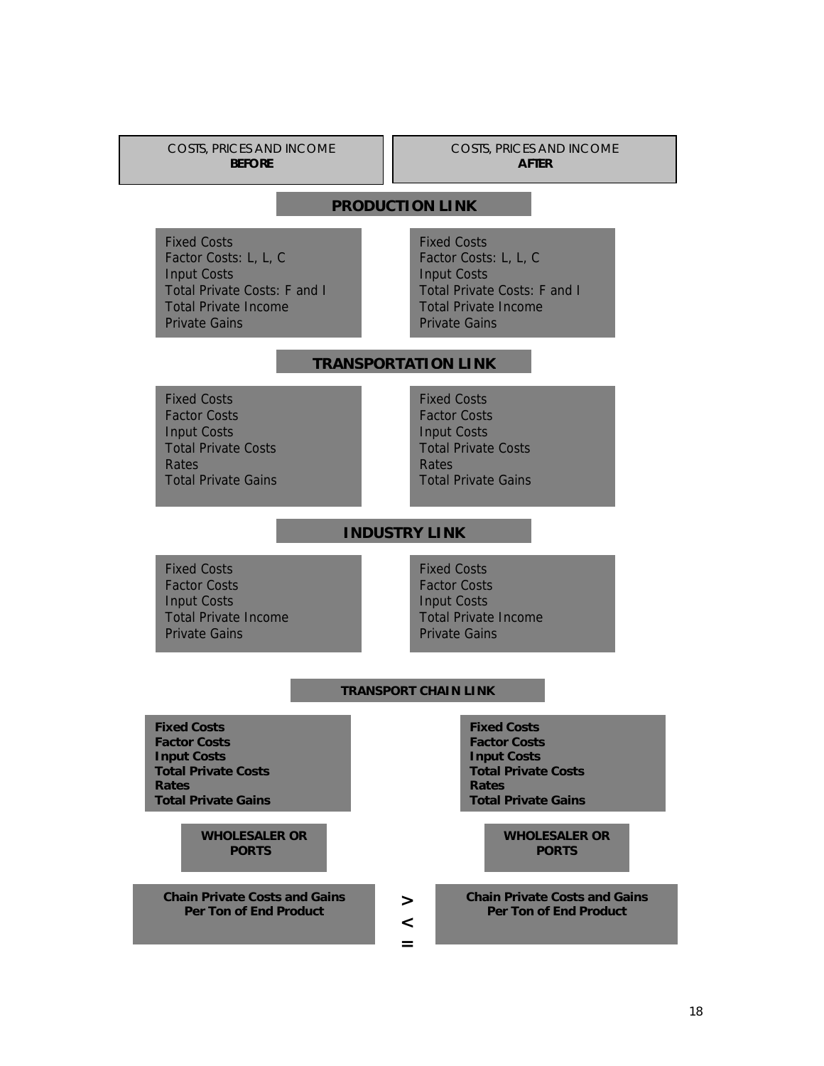| COSTS, PRICES AND INCOME **BEFORE** | COSTS, PRICES AND INCOME **AFTER** |
|---|---|

**PRODUCTION LINK**

| Before | After |
|---|---|
| Fixed Costs<br>Factor Costs: L, L, C<br>Input Costs<br>Total Private Costs: F and I<br>Total Private Income<br>Private Gains | Fixed Costs<br>Factor Costs: L, L, C<br>Input Costs<br>Total Private Costs: F and I<br>Total Private Income<br>Private Gains |

**TRANSPORTATION LINK**

| Before | After |
|---|---|
| Fixed Costs<br>Factor Costs<br>Input Costs<br>Total Private Costs<br>Rates<br>Total Private Gains | Fixed Costs<br>Factor Costs<br>Input Costs<br>Total Private Costs<br>Rates<br>Total Private Gains |

**INDUSTRY LINK**

| Before | After |
|---|---|
| Fixed Costs<br>Factor Costs<br>Input Costs<br>Total Private Income<br>Private Gains | Fixed Costs<br>Factor Costs<br>Input Costs<br>Total Private Income<br>Private Gains |

**TRANSPORT CHAIN LINK**

| Before | After |
|---|---|
| **Fixed Costs**<br>**Factor Costs**<br>**Input Costs**<br>**Total Private Costs**<br>**Rates**<br>**Total Private Gains** | **Fixed Costs**<br>**Factor Costs**<br>**Input Costs**<br>**Total Private Costs**<br>**Rates**<br>**Total Private Gains** |
| **WHOLESALER OR PORTS** | **WHOLESALER OR PORTS** |

| Before | | After |
|---|---|---|
| **Chain Private Costs and Gains Per Ton of End Product** | > < = | **Chain Private Costs and Gains Per Ton of End Product** |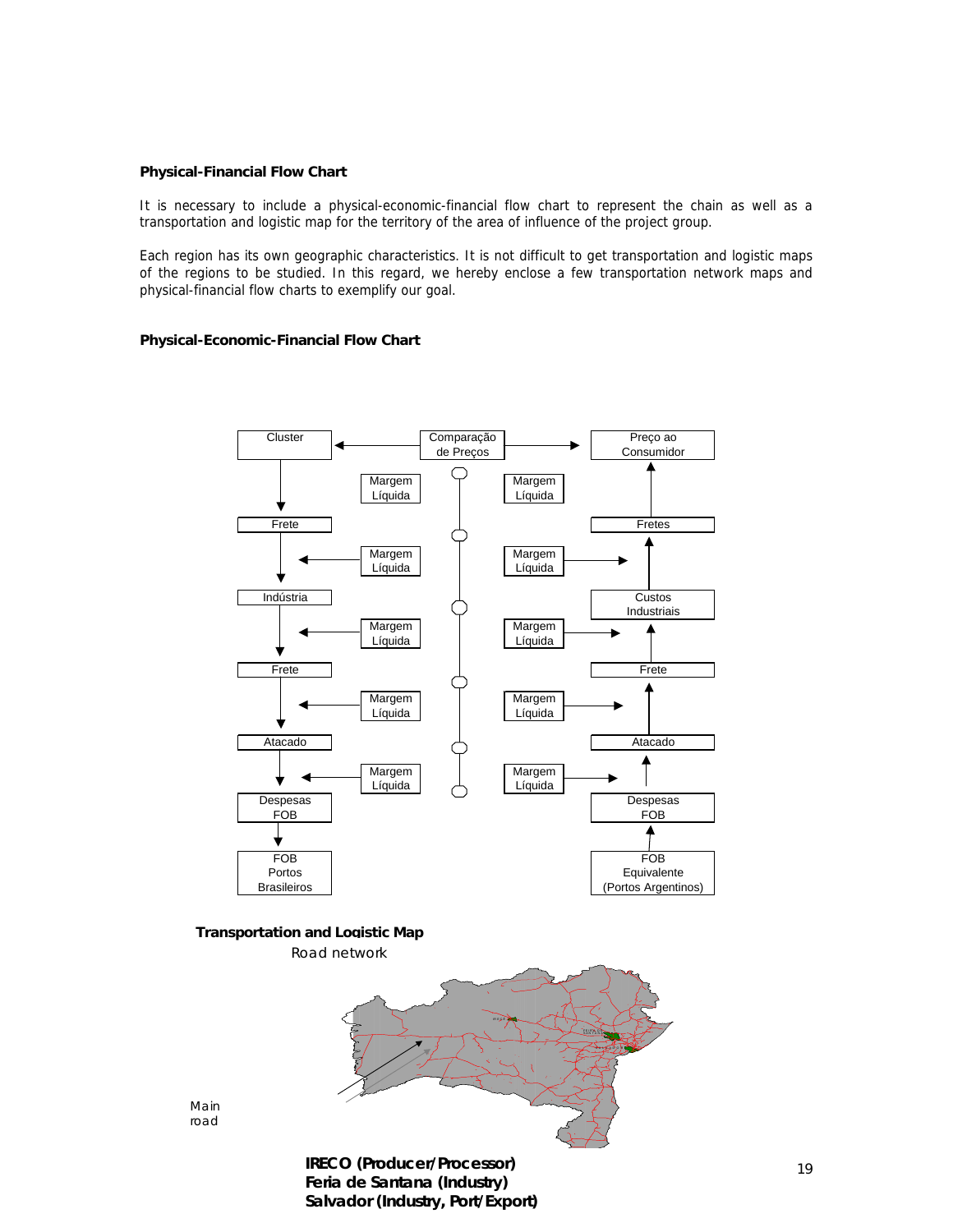**Physical-Financial Flow Chart**

It is necessary to include a physical-economic-financial flow chart to represent the chain as well as a transportation and logistic map for the territory of the area of influence of the project group.

Each region has its own geographic characteristics. It is not difficult to get transportation and logistic maps of the regions to be studied. In this regard, we hereby enclose a few transportation network maps and physical-financial flow charts to exemplify our goal.

**Physical-Economic-Financial Flow Chart**

Cluster | Comparação de Preços | Preço ao Consumidor

Margem Líquida | Margem Líquida

Frete | Fretes

Margem Líquida | Margem Líquida

Indústria | Custos Industriais

Margem Líquida | Margem Líquida

Frete | Frete

Margem Líquida | Margem Líquida

Atacado | Atacado

Margem Líquida | Margem Líquida

Despesas FOB | Despesas FOB

FOB Portos Brasileiros | FOB Equivalente (Portos Argentinos)

**Transportation and Logistic Map**

Road network

Main road

**IRECO (Producer/Processor)**
**Feria de Santana (Industry)**
**Salvador (Industry, Port/Export)**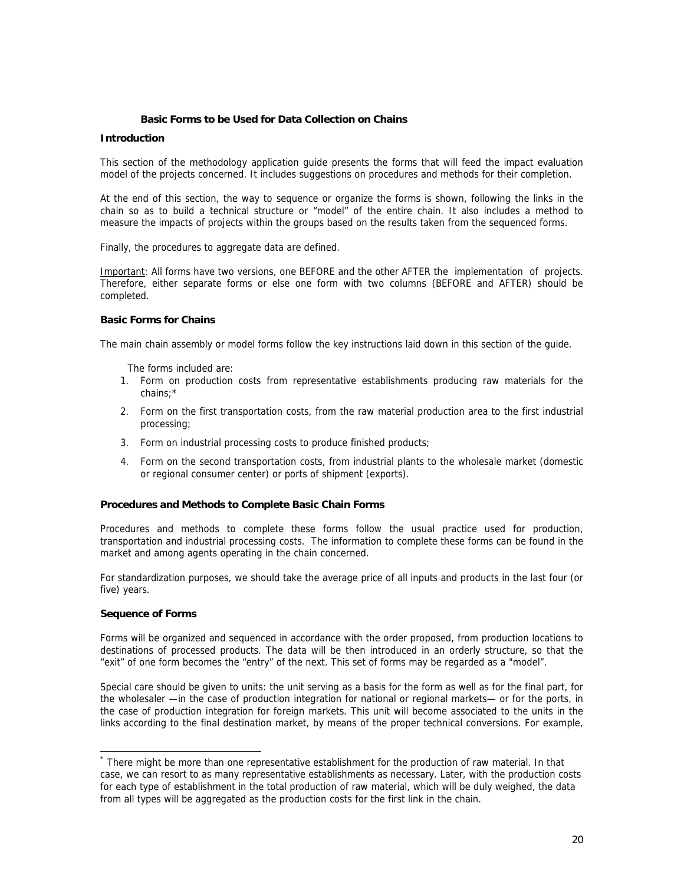## Basic Forms to be Used for Data Collection on Chains

### Introduction

This section of the methodology application guide presents the forms that will feed the impact evaluation model of the projects concerned. It includes suggestions on procedures and methods for their completion.

At the end of this section, the way to sequence or organize the forms is shown, following the links in the chain so as to build a technical structure or "model" of the entire chain. It also includes a method to measure the impacts of projects within the groups based on the results taken from the sequenced forms.

Finally, the procedures to aggregate data are defined.

Important: All forms have two versions, one BEFORE and the other AFTER the implementation of projects. Therefore, either separate forms or else one form with two columns (BEFORE and AFTER) should be completed.

### Basic Forms for Chains

The main chain assembly or model forms follow the key instructions laid down in this section of the guide.

The forms included are:

1. Form on production costs from representative establishments producing raw materials for the chains;*
2. Form on the first transportation costs, from the raw material production area to the first industrial processing;
3. Form on industrial processing costs to produce finished products;
4. Form on the second transportation costs, from industrial plants to the wholesale market (domestic or regional consumer center) or ports of shipment (exports).

### Procedures and Methods to Complete Basic Chain Forms

Procedures and methods to complete these forms follow the usual practice used for production, transportation and industrial processing costs. The information to complete these forms can be found in the market and among agents operating in the chain concerned.

For standardization purposes, we should take the average price of all inputs and products in the last four (or five) years.

### Sequence of Forms

Forms will be organized and sequenced in accordance with the order proposed, from production locations to destinations of processed products. The data will be then introduced in an orderly structure, so that the "exit" of one form becomes the "entry" of the next. This set of forms may be regarded as a "model".

Special care should be given to units: the unit serving as a basis for the form as well as for the final part, for the wholesaler —in the case of production integration for national or regional markets— or for the ports, in the case of production integration for foreign markets. This unit will become associated to the units in the links according to the final destination market, by means of the proper technical conversions. For example,

---

* There might be more than one representative establishment for the production of raw material. In that case, we can resort to as many representative establishments as necessary. Later, with the production costs for each type of establishment in the total production of raw material, which will be duly weighed, the data from all types will be aggregated as the production costs for the first link in the chain.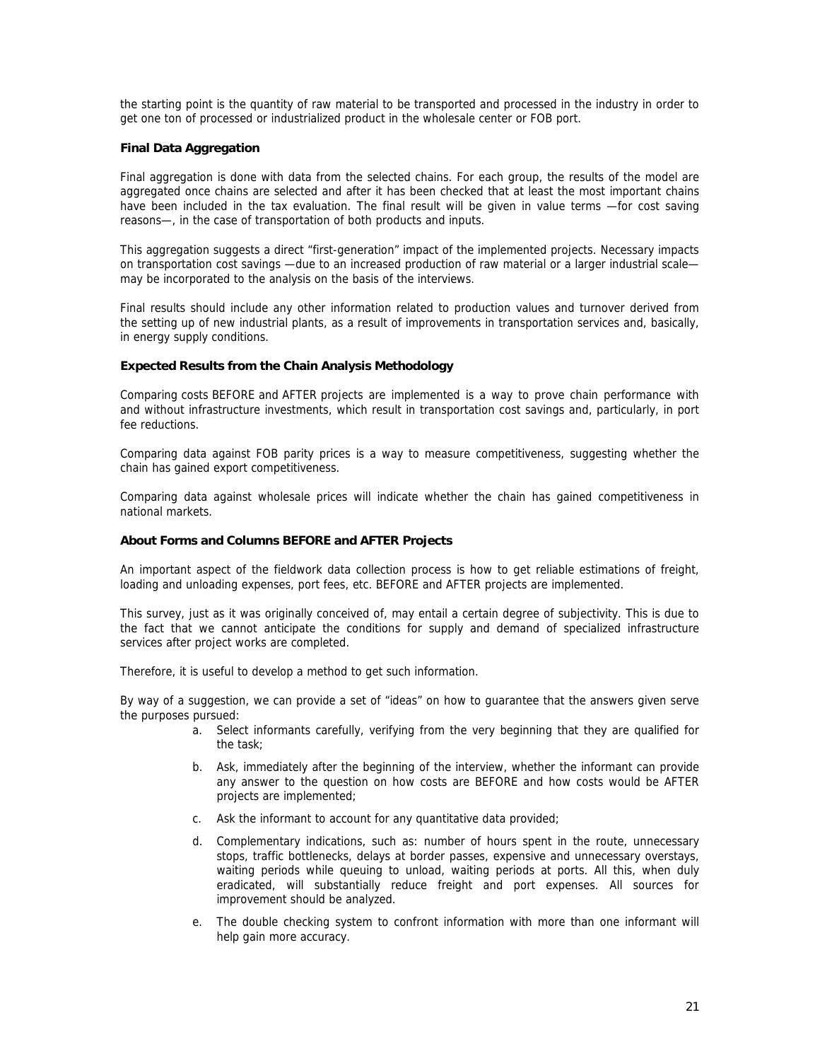the starting point is the quantity of raw material to be transported and processed in the industry in order to get one ton of processed or industrialized product in the wholesale center or FOB port.

### Final Data Aggregation

Final aggregation is done with data from the selected chains. For each group, the results of the model are aggregated once chains are selected and after it has been checked that at least the most important chains have been included in the tax evaluation. The final result will be given in value terms —for cost saving reasons—, in the case of transportation of both products and inputs.

This aggregation suggests a direct "first-generation" impact of the implemented projects. Necessary impacts on transportation cost savings —due to an increased production of raw material or a larger industrial scale— may be incorporated to the analysis on the basis of the interviews.

Final results should include any other information related to production values and turnover derived from the setting up of new industrial plants, as a result of improvements in transportation services and, basically, in energy supply conditions.

### Expected Results from the Chain Analysis Methodology

Comparing costs BEFORE and AFTER projects are implemented is a way to prove chain performance with and without infrastructure investments, which result in transportation cost savings and, particularly, in port fee reductions.

Comparing data against FOB parity prices is a way to measure competitiveness, suggesting whether the chain has gained export competitiveness.

Comparing data against wholesale prices will indicate whether the chain has gained competitiveness in national markets.

### About Forms and Columns BEFORE and AFTER Projects

An important aspect of the fieldwork data collection process is how to get reliable estimations of freight, loading and unloading expenses, port fees, etc. BEFORE and AFTER projects are implemented.

This survey, just as it was originally conceived of, may entail a certain degree of subjectivity. This is due to the fact that we cannot anticipate the conditions for supply and demand of specialized infrastructure services after project works are completed.

Therefore, it is useful to develop a method to get such information.

By way of a suggestion, we can provide a set of "ideas" on how to guarantee that the answers given serve the purposes pursued:

a. Select informants carefully, verifying from the very beginning that they are qualified for the task;

b. Ask, immediately after the beginning of the interview, whether the informant can provide any answer to the question on how costs are BEFORE and how costs would be AFTER projects are implemented;

c. Ask the informant to account for any quantitative data provided;

d. Complementary indications, such as: number of hours spent in the route, unnecessary stops, traffic bottlenecks, delays at border passes, expensive and unnecessary overstays, waiting periods while queuing to unload, waiting periods at ports. All this, when duly eradicated, will substantially reduce freight and port expenses. All sources for improvement should be analyzed.

e. The double checking system to confront information with more than one informant will help gain more accuracy.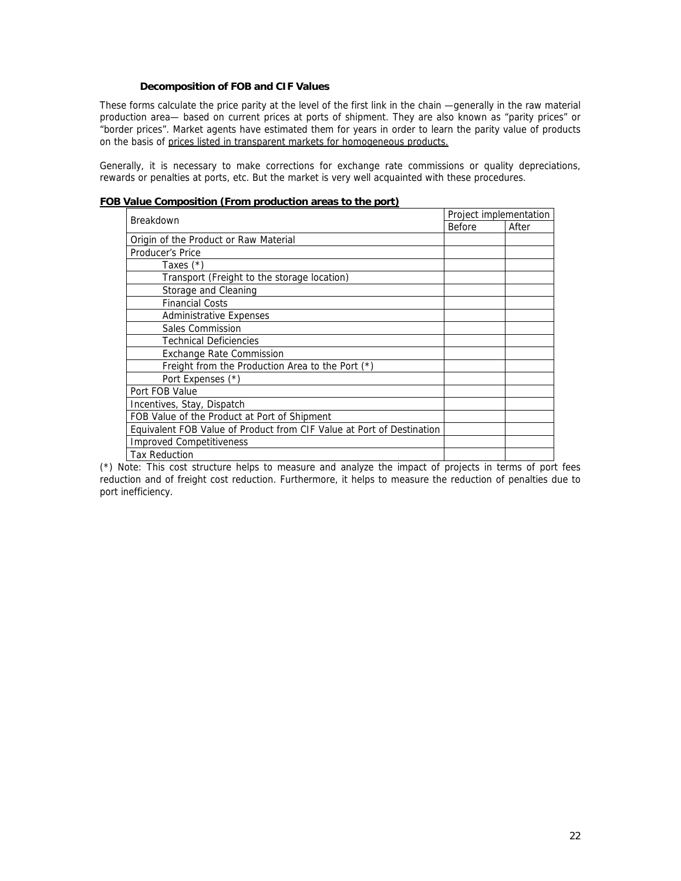### Decomposition of FOB and CIF Values

These forms calculate the price parity at the level of the first link in the chain —generally in the raw material production area— based on current prices at ports of shipment. They are also known as "parity prices" or "border prices". Market agents have estimated them for years in order to learn the parity value of products on the basis of <u>prices listed in transparent markets for homogeneous products.</u>

Generally, it is necessary to make corrections for exchange rate commissions or quality depreciations, rewards or penalties at ports, etc. But the market is very well acquainted with these procedures.

**<u>FOB Value Composition (From production areas to the port)</u>**

| Breakdown | Project implementation | |
|---|---|---|
| | Before | After |
| Origin of the Product or Raw Material | | |
| Producer's Price | | |
| Taxes (*) | | |
| Transport (Freight to the storage location) | | |
| Storage and Cleaning | | |
| Financial Costs | | |
| Administrative Expenses | | |
| Sales Commission | | |
| Technical Deficiencies | | |
| Exchange Rate Commission | | |
| Freight from the Production Area to the Port (*) | | |
| Port Expenses (*) | | |
| Port FOB Value | | |
| Incentives, Stay, Dispatch | | |
| FOB Value of the Product at Port of Shipment | | |
| Equivalent FOB Value of Product from CIF Value at Port of Destination | | |
| Improved Competitiveness | | |
| Tax Reduction | | |

(*) Note: This cost structure helps to measure and analyze the impact of projects in terms of port fees reduction and of freight cost reduction. Furthermore, it helps to measure the reduction of penalties due to port inefficiency.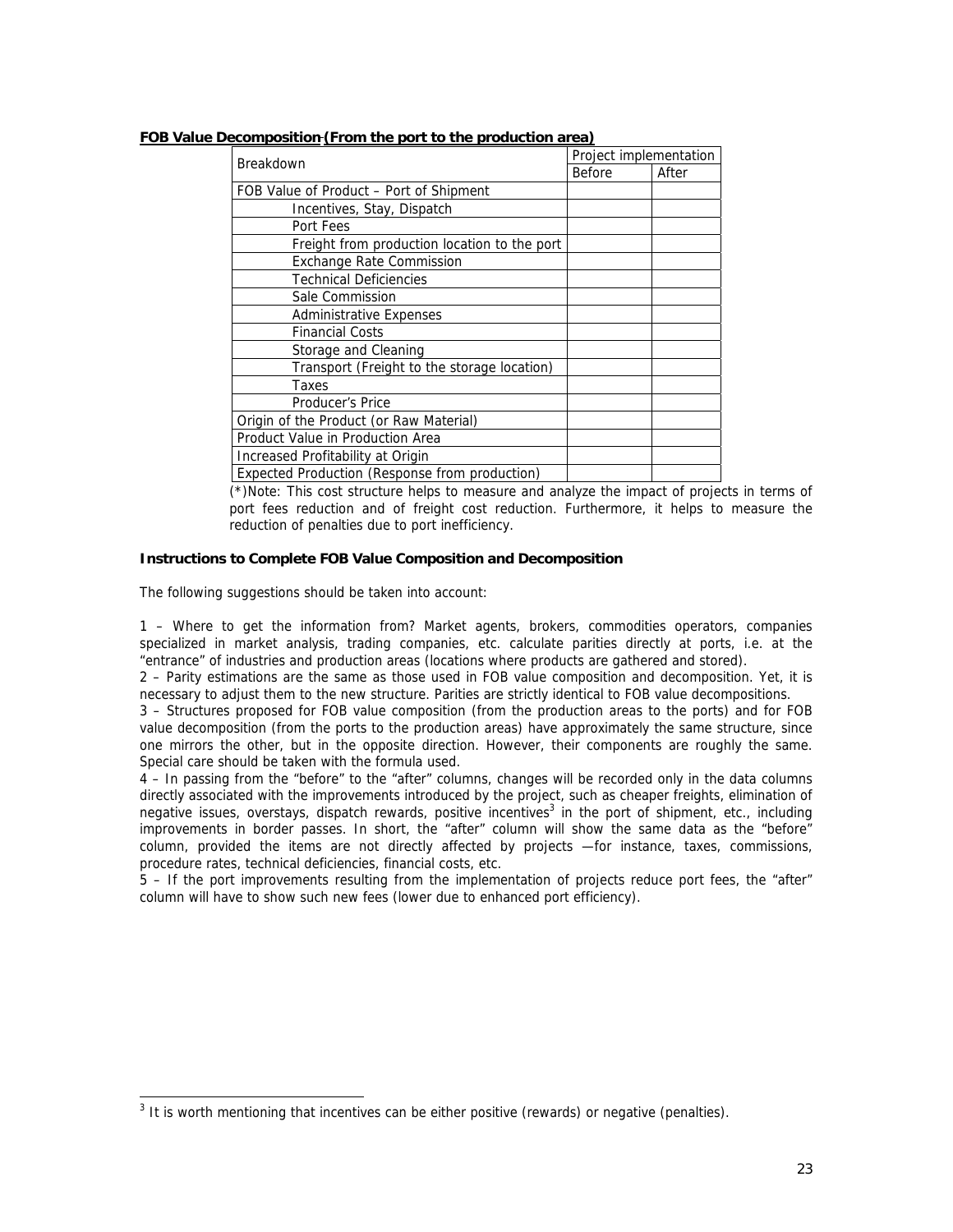**FOB Value Decomposition (From the port to the production area)**

| Breakdown | Project implementation | |
|---|---|---|
| | Before | After |
| FOB Value of Product – Port of Shipment | | |
| Incentives, Stay, Dispatch | | |
| Port Fees | | |
| Freight from production location to the port | | |
| Exchange Rate Commission | | |
| Technical Deficiencies | | |
| Sale Commission | | |
| Administrative Expenses | | |
| Financial Costs | | |
| Storage and Cleaning | | |
| Transport (Freight to the storage location) | | |
| Taxes | | |
| Producer's Price | | |
| Origin of the Product (or Raw Material) | | |
| Product Value in Production Area | | |
| Increased Profitability at Origin | | |
| Expected Production (Response from production) | | |

(\*)Note: This cost structure helps to measure and analyze the impact of projects in terms of port fees reduction and of freight cost reduction. Furthermore, it helps to measure the reduction of penalties due to port inefficiency.

**Instructions to Complete FOB Value Composition and Decomposition**

The following suggestions should be taken into account:

1 – Where to get the information from? Market agents, brokers, commodities operators, companies specialized in market analysis, trading companies, etc. calculate parities directly at ports, i.e. at the "entrance" of industries and production areas (locations where products are gathered and stored).

2 – Parity estimations are the same as those used in FOB value composition and decomposition. Yet, it is necessary to adjust them to the new structure. Parities are strictly identical to FOB value decompositions.

3 – Structures proposed for FOB value composition (from the production areas to the ports) and for FOB value decomposition (from the ports to the production areas) have approximately the same structure, since one mirrors the other, but in the opposite direction. However, their components are roughly the same. Special care should be taken with the formula used.

4 – In passing from the "before" to the "after" columns, changes will be recorded only in the data columns directly associated with the improvements introduced by the project, such as cheaper freights, elimination of negative issues, overstays, dispatch rewards, positive incentives[3] in the port of shipment, etc., including improvements in border passes. In short, the "after" column will show the same data as the "before" column, provided the items are not directly affected by projects —for instance, taxes, commissions, procedure rates, technical deficiencies, financial costs, etc.

5 – If the port improvements resulting from the implementation of projects reduce port fees, the "after" column will have to show such new fees (lower due to enhanced port efficiency).

[3] It is worth mentioning that incentives can be either positive (rewards) or negative (penalties).